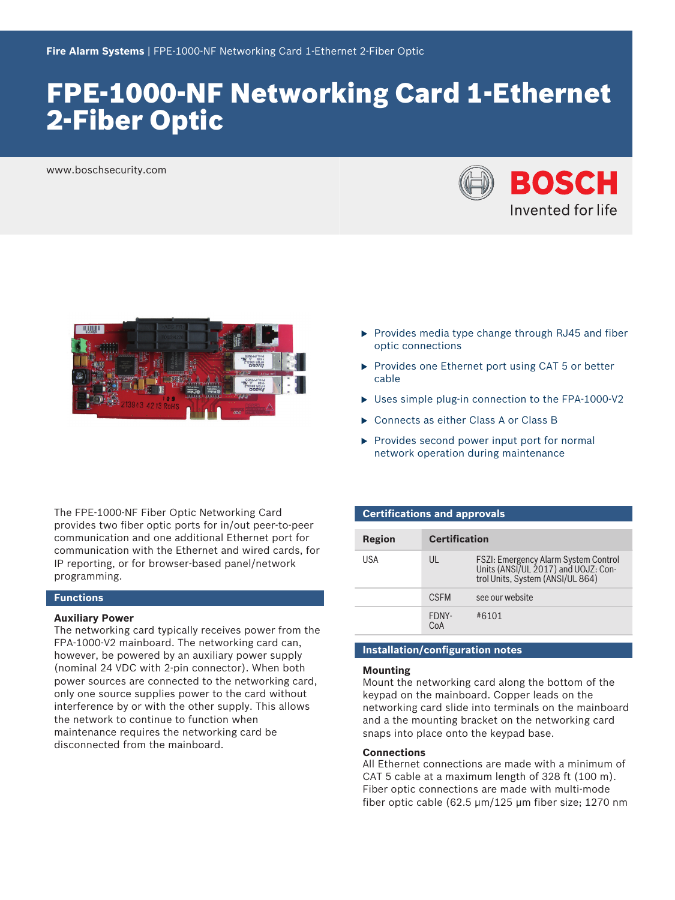# FPE-1000-NF Networking Card 1-Ethernet 2-Fiber Optic

www.boschsecurity.com

- Provides media type change through RJ45 and fiber optic connections
- Provides one Ethernet port using CAT 5 or better cable
- Uses simple plug-in connection to the FPA-1000-V2
- Connects as either Class A or Class B
- Provides second power input port for normal network operation during maintenance

The FPE-1000-NF Fiber Optic Networking Card provides two fiber optic ports for in/out peer-to-peer communication and one additional Ethernet port for communication with the Ethernet and wired cards, for IP reporting, or for browser-based panel/network programming.

## Functions

**Auxiliary Power**

The networking card typically receives power from the FPA-1000-V2 mainboard. The networking card can, however, be powered by an auxiliary power supply (nominal 24 VDC with 2-pin connector). When both power sources are connected to the networking card, only one source supplies power to the card without interference by or with the other supply. This allows the network to continue to function when maintenance requires the networking card be disconnected from the mainboard.

## Certifications and approvals

| Region | Certification | |
|---|---|---|
| USA | UL | FSZI: Emergency Alarm System Control Units (ANSI/UL 2017) and UOJZ: Control Units, System (ANSI/UL 864) |
| | CSFM | see our website |
| | FDNY-CoA | #6101 |

## Installation/configuration notes

**Mounting**

Mount the networking card along the bottom of the keypad on the mainboard. Copper leads on the networking card slide into terminals on the mainboard and a the mounting bracket on the networking card snaps into place onto the keypad base.

**Connections**

All Ethernet connections are made with a minimum of CAT 5 cable at a maximum length of 328 ft (100 m). Fiber optic connections are made with multi-mode fiber optic cable (62.5 μm/125 μm fiber size; 1270 nm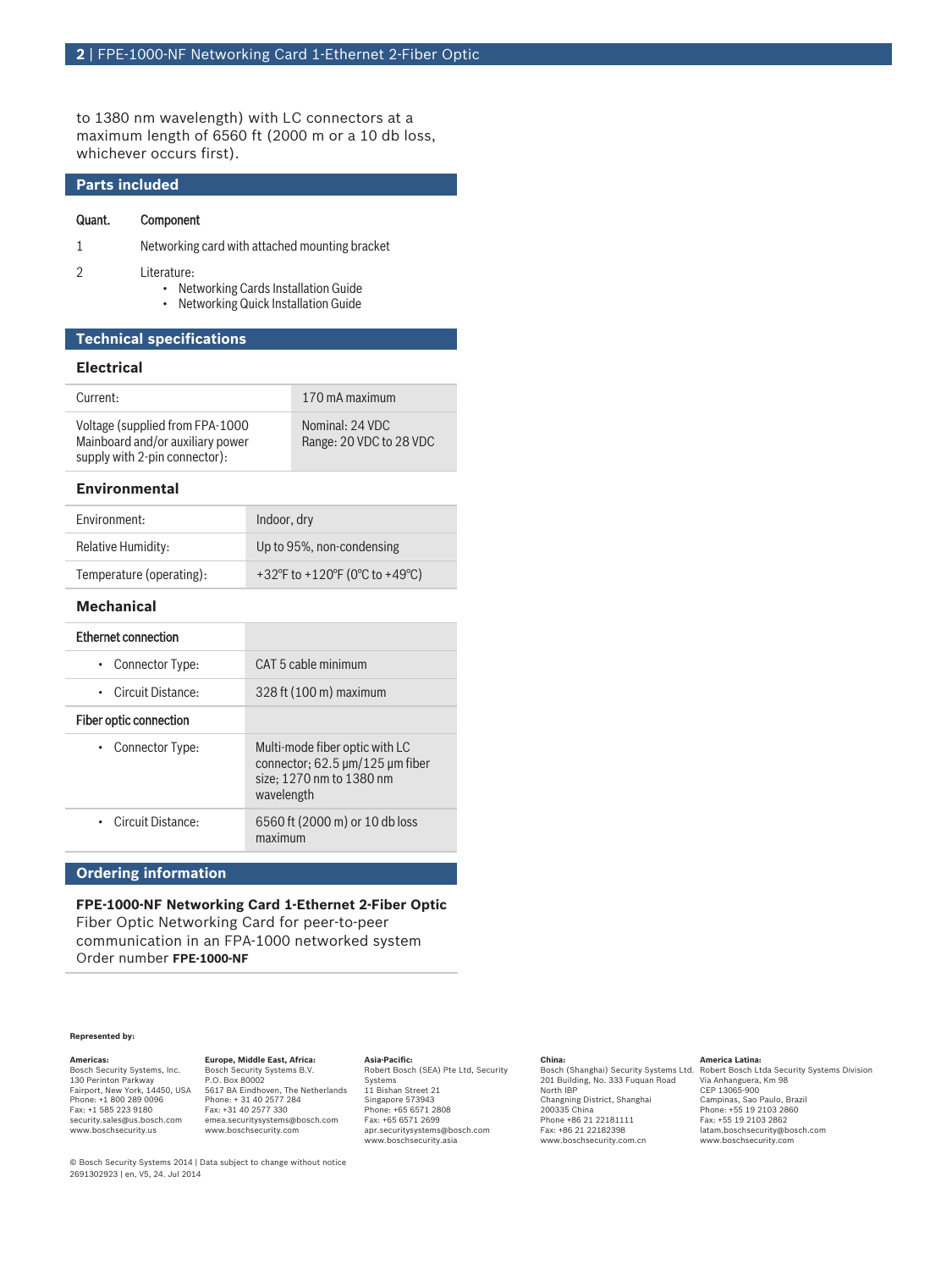to 1380 nm wavelength) with LC connectors at a maximum length of 6560 ft (2000 m or a 10 db loss, whichever occurs first).

## Parts included

| Quant. | Component |
| --- | --- |
| 1 | Networking card with attached mounting bracket |
| 2 | Literature:<br>• Networking Cards Installation Guide<br>• Networking Quick Installation Guide |

## Technical specifications

### Electrical

| | |
| --- | --- |
| Current: | 170 mA maximum |
| Voltage (supplied from FPA-1000 Mainboard and/or auxiliary power supply with 2-pin connector): | Nominal: 24 VDC<br>Range: 20 VDC to 28 VDC |

### Environmental

| | |
| --- | --- |
| Environment: | Indoor, dry |
| Relative Humidity: | Up to 95%, non-condensing |
| Temperature (operating): | +32°F to +120°F (0°C to +49°C) |

### Mechanical

| | |
| --- | --- |
| **Ethernet connection** | |
| • Connector Type: | CAT 5 cable minimum |
| • Circuit Distance: | 328 ft (100 m) maximum |
| **Fiber optic connection** | |
| • Connector Type: | Multi-mode fiber optic with LC connector; 62.5 µm/125 µm fiber size; 1270 nm to 1380 nm wavelength |
| • Circuit Distance: | 6560 ft (2000 m) or 10 db loss maximum |

## Ordering information

**FPE-1000-NF Networking Card 1-Ethernet 2-Fiber Optic**
Fiber Optic Networking Card for peer-to-peer communication in an FPA-1000 networked system
Order number **FPE-1000-NF**

**Represented by:**

**Americas:**
Bosch Security Systems, Inc.
130 Perinton Parkway
Fairport, New York, 14450, USA
Phone: +1 800 289 0096
Fax: +1 585 223 9180
security.sales@us.bosch.com
www.boschsecurity.us

**Europe, Middle East, Africa:**
Bosch Security Systems B.V.
P.O. Box 80002
5617 BA Eindhoven, The Netherlands
Phone: + 31 40 2577 284
Fax: +31 40 2577 330
emea.securitysystems@bosch.com
www.boschsecurity.com

**Asia-Pacific:**
Robert Bosch (SEA) Pte Ltd, Security Systems
11 Bishan Street 21
Singapore 573943
Phone: +65 6571 2808
Fax: +65 6571 2699
apr.securitysystems@bosch.com
www.boschsecurity.asia

**China:**
Bosch (Shanghai) Security Systems Ltd.
201 Building, No. 333 Fuquan Road
North IBP
Changning District, Shanghai
200335 China
Phone +86 21 22181111
Fax: +86 21 22182398
www.boschsecurity.com.cn

**America Latina:**
Robert Bosch Ltda Security Systems Division
Via Anhanguera, Km 98
CEP 13065-900
Campinas, Sao Paulo, Brazil
Phone: +55 19 2103 2860
Fax: +55 19 2103 2862
latam.boschsecurity@bosch.com
www.boschsecurity.com

© Bosch Security Systems 2014 | Data subject to change without notice
2691302923 | en, V5, 24. Jul 2014